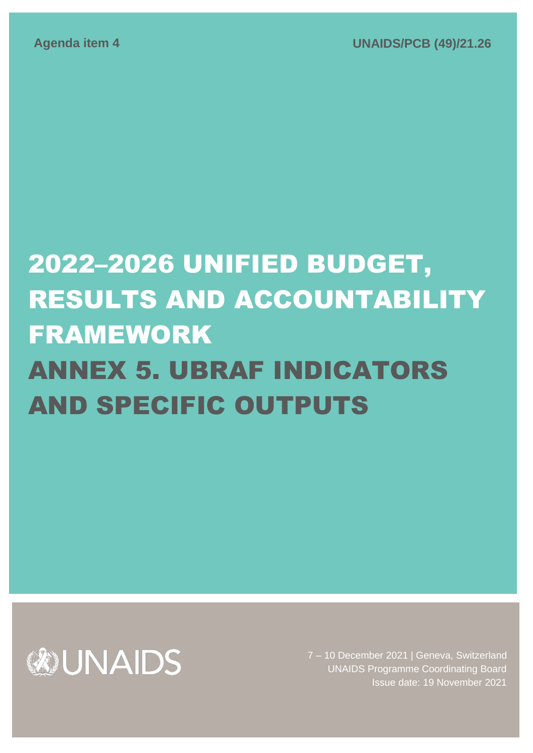Agenda item 4

UNAIDS/PCB (49)/21.26

# 2022–2026 UNIFIED BUDGET, RESULTS AND ACCOUNTABILITY FRAMEWORK

# ANNEX 5. UBRAF INDICATORS AND SPECIFIC OUTPUTS

UNAIDS

7 – 10 December 2021 | Geneva, Switzerland
UNAIDS Programme Coordinating Board
Issue date: 19 November 2021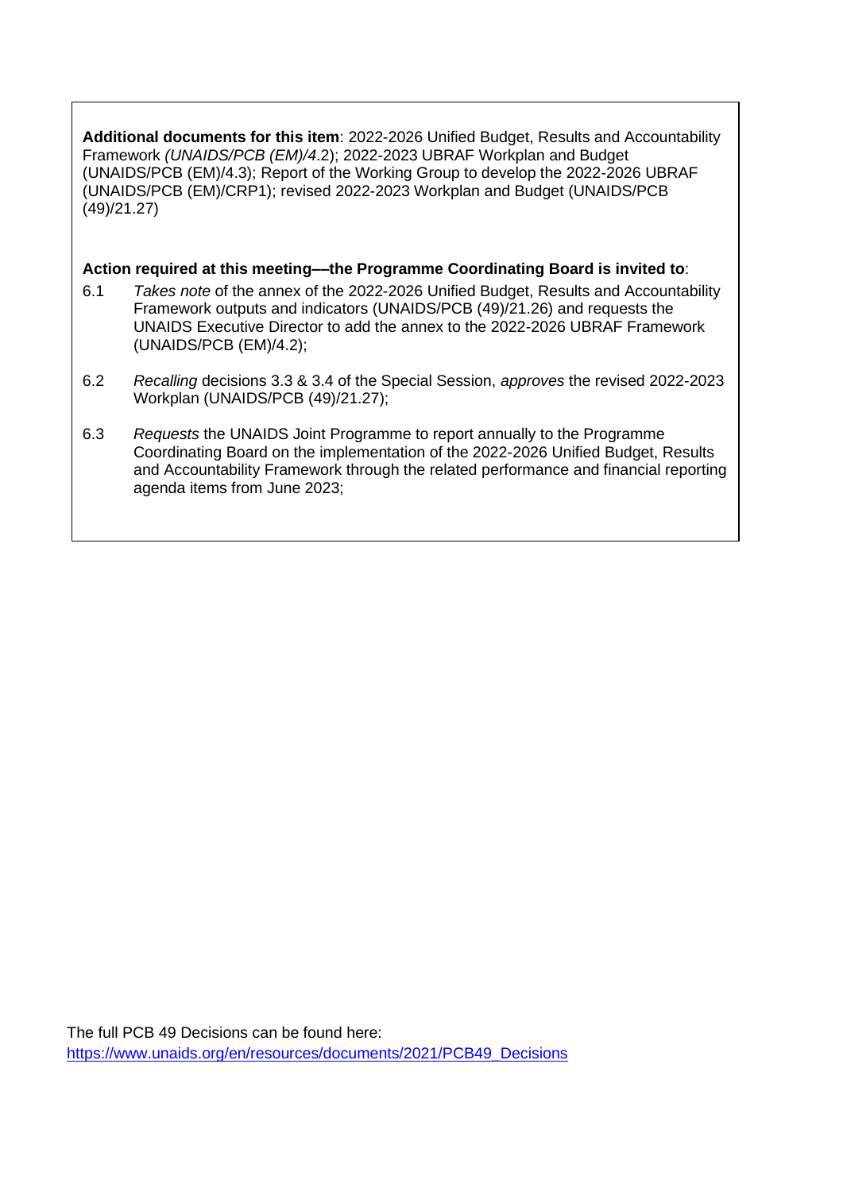**Additional documents for this item**: 2022-2026 Unified Budget, Results and Accountability Framework *(UNAIDS/PCB (EM)/4*.2); 2022-2023 UBRAF Workplan and Budget (UNAIDS/PCB (EM)/4.3); Report of the Working Group to develop the 2022-2026 UBRAF (UNAIDS/PCB (EM)/CRP1); revised 2022-2023 Workplan and Budget (UNAIDS/PCB (49)/21.27)

**Action required at this meeting—the Programme Coordinating Board is invited to**:

6.1 *Takes note* of the annex of the 2022-2026 Unified Budget, Results and Accountability Framework outputs and indicators (UNAIDS/PCB (49)/21.26) and requests the UNAIDS Executive Director to add the annex to the 2022-2026 UBRAF Framework (UNAIDS/PCB (EM)/4.2);

6.2 *Recalling* decisions 3.3 & 3.4 of the Special Session, *approves* the revised 2022-2023 Workplan (UNAIDS/PCB (49)/21.27);

6.3 *Requests* the UNAIDS Joint Programme to report annually to the Programme Coordinating Board on the implementation of the 2022-2026 Unified Budget, Results and Accountability Framework through the related performance and financial reporting agenda items from June 2023;

The full PCB 49 Decisions can be found here:
https://www.unaids.org/en/resources/documents/2021/PCB49_Decisions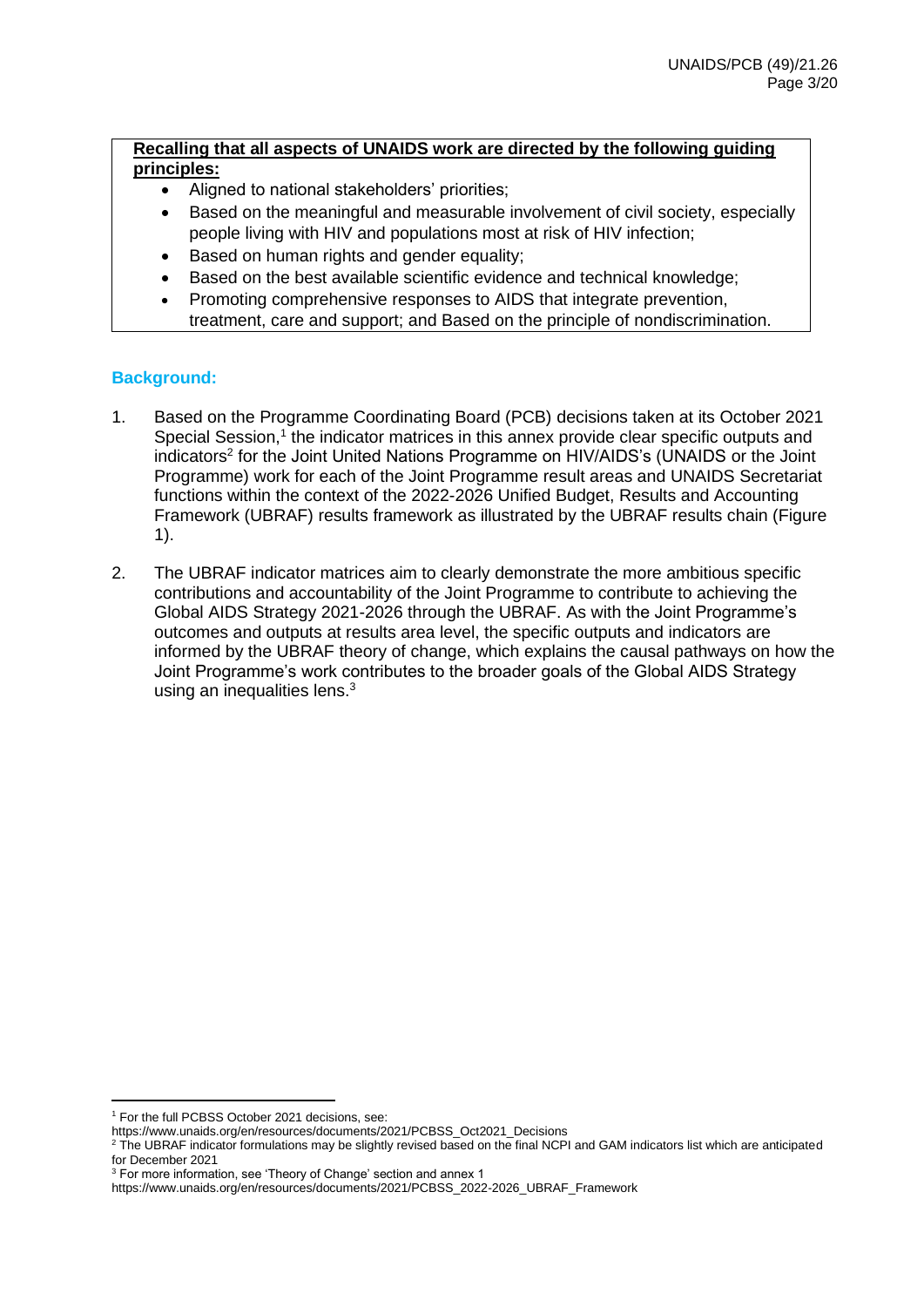**Recalling that all aspects of UNAIDS work are directed by the following guiding principles:**

- Aligned to national stakeholders' priorities;
- Based on the meaningful and measurable involvement of civil society, especially people living with HIV and populations most at risk of HIV infection;
- Based on human rights and gender equality;
- Based on the best available scientific evidence and technical knowledge;
- Promoting comprehensive responses to AIDS that integrate prevention, treatment, care and support; and Based on the principle of nondiscrimination.

## Background:

1. Based on the Programme Coordinating Board (PCB) decisions taken at its October 2021 Special Session,[1] the indicator matrices in this annex provide clear specific outputs and indicators[2] for the Joint United Nations Programme on HIV/AIDS's (UNAIDS or the Joint Programme) work for each of the Joint Programme result areas and UNAIDS Secretariat functions within the context of the 2022-2026 Unified Budget, Results and Accounting Framework (UBRAF) results framework as illustrated by the UBRAF results chain (Figure 1).

2. The UBRAF indicator matrices aim to clearly demonstrate the more ambitious specific contributions and accountability of the Joint Programme to contribute to achieving the Global AIDS Strategy 2021-2026 through the UBRAF. As with the Joint Programme's outcomes and outputs at results area level, the specific outputs and indicators are informed by the UBRAF theory of change, which explains the causal pathways on how the Joint Programme's work contributes to the broader goals of the Global AIDS Strategy using an inequalities lens.[3]

---

[1] For the full PCBSS October 2021 decisions, see: https://www.unaids.org/en/resources/documents/2021/PCBSS_Oct2021_Decisions

[2] The UBRAF indicator formulations may be slightly revised based on the final NCPI and GAM indicators list which are anticipated for December 2021

[3] For more information, see 'Theory of Change' section and annex 1 https://www.unaids.org/en/resources/documents/2021/PCBSS_2022-2026_UBRAF_Framework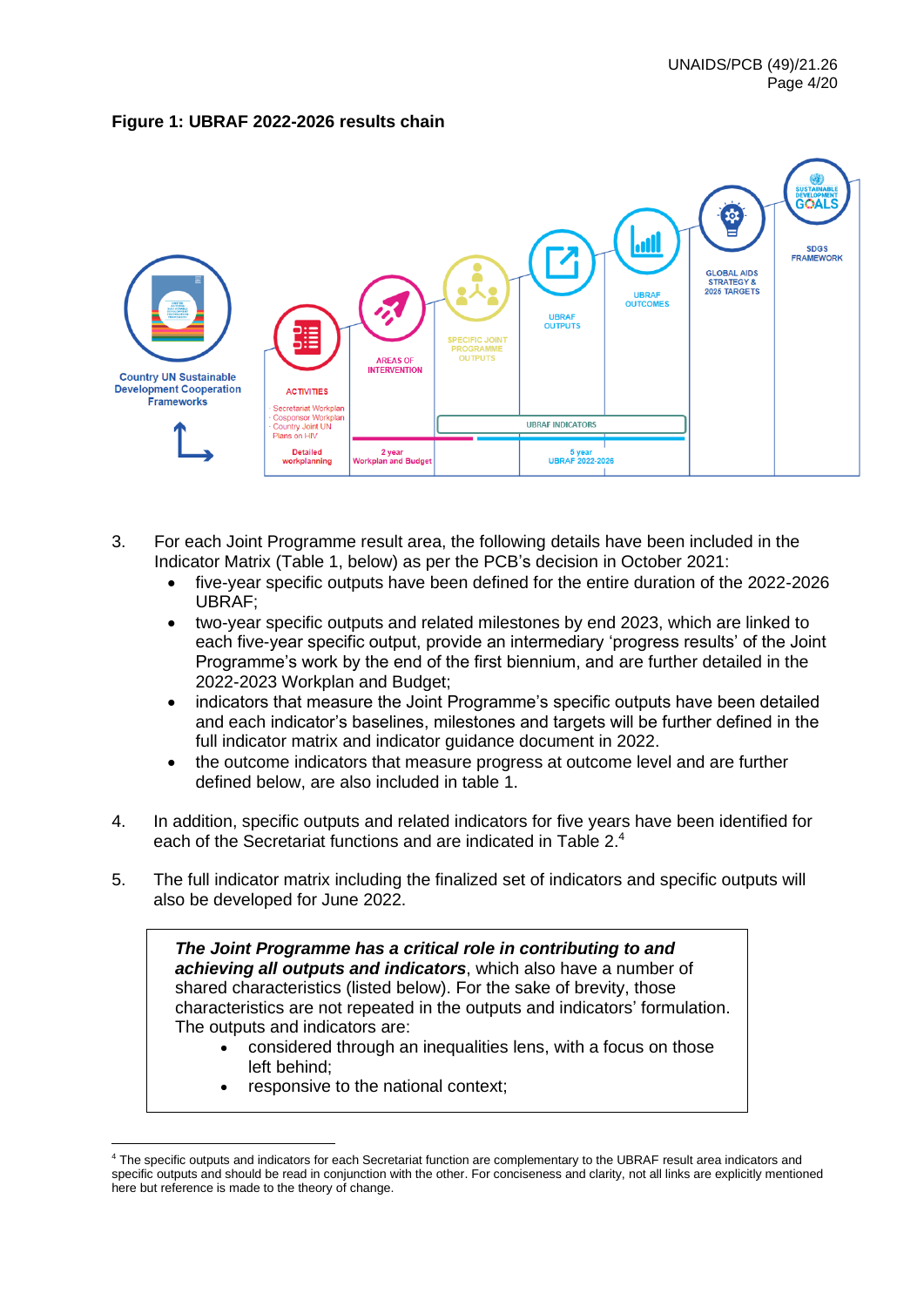**Figure 1: UBRAF 2022-2026 results chain**

Country UN Sustainable Development Cooperation Frameworks

ACTIVITIES
- Secretariat Workplan
- Cosponsor Workplan
- Country Joint UN Plans on HIV

AREAS OF INTERVENTION

SPECIFIC JOINT PROGRAMME OUTPUTS

UBRAF OUTPUTS

UBRAF OUTCOMES

GLOBAL AIDS STRATEGY & 2025 TARGETS

SDGS FRAMEWORK

UBRAF INDICATORS

Detailed workplanning

2 year Workplan and Budget

5 year UBRAF 2022-2026

3. For each Joint Programme result area, the following details have been included in the Indicator Matrix (Table 1, below) as per the PCB's decision in October 2021:
   - five-year specific outputs have been defined for the entire duration of the 2022-2026 UBRAF;
   - two-year specific outputs and related milestones by end 2023, which are linked to each five-year specific output, provide an intermediary 'progress results' of the Joint Programme's work by the end of the first biennium, and are further detailed in the 2022-2023 Workplan and Budget;
   - indicators that measure the Joint Programme's specific outputs have been detailed and each indicator's baselines, milestones and targets will be further defined in the full indicator matrix and indicator guidance document in 2022.
   - the outcome indicators that measure progress at outcome level and are further defined below, are also included in table 1.

4. In addition, specific outputs and related indicators for five years have been identified for each of the Secretariat functions and are indicated in Table 2.[4]

5. The full indicator matrix including the finalized set of indicators and specific outputs will also be developed for June 2022.

> ***The Joint Programme has a critical role in contributing to and achieving all outputs and indicators***, which also have a number of shared characteristics (listed below). For the sake of brevity, those characteristics are not repeated in the outputs and indicators' formulation. The outputs and indicators are:
> - considered through an inequalities lens, with a focus on those left behind;
> - responsive to the national context;

[4] The specific outputs and indicators for each Secretariat function are complementary to the UBRAF result area indicators and specific outputs and should be read in conjunction with the other. For conciseness and clarity, not all links are explicitly mentioned here but reference is made to the theory of change.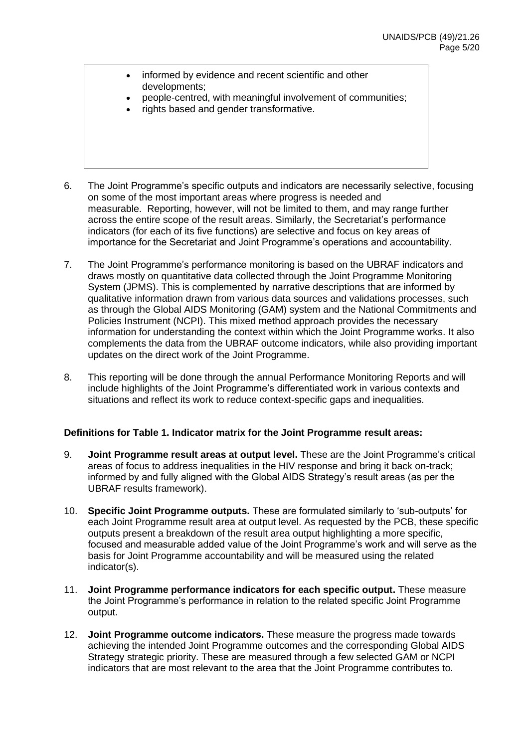- informed by evidence and recent scientific and other developments;
- people-centred, with meaningful involvement of communities;
- rights based and gender transformative.

6. The Joint Programme's specific outputs and indicators are necessarily selective, focusing on some of the most important areas where progress is needed and measurable. Reporting, however, will not be limited to them, and may range further across the entire scope of the result areas. Similarly, the Secretariat's performance indicators (for each of its five functions) are selective and focus on key areas of importance for the Secretariat and Joint Programme's operations and accountability.

7. The Joint Programme's performance monitoring is based on the UBRAF indicators and draws mostly on quantitative data collected through the Joint Programme Monitoring System (JPMS). This is complemented by narrative descriptions that are informed by qualitative information drawn from various data sources and validations processes, such as through the Global AIDS Monitoring (GAM) system and the National Commitments and Policies Instrument (NCPI). This mixed method approach provides the necessary information for understanding the context within which the Joint Programme works. It also complements the data from the UBRAF outcome indicators, while also providing important updates on the direct work of the Joint Programme.

8. This reporting will be done through the annual Performance Monitoring Reports and will include highlights of the Joint Programme's differentiated work in various contexts and situations and reflect its work to reduce context-specific gaps and inequalities.

**Definitions for Table 1. Indicator matrix for the Joint Programme result areas:**

9. **Joint Programme result areas at output level.** These are the Joint Programme's critical areas of focus to address inequalities in the HIV response and bring it back on-track; informed by and fully aligned with the Global AIDS Strategy's result areas (as per the UBRAF results framework).

10. **Specific Joint Programme outputs.** These are formulated similarly to 'sub-outputs' for each Joint Programme result area at output level. As requested by the PCB, these specific outputs present a breakdown of the result area output highlighting a more specific, focused and measurable added value of the Joint Programme's work and will serve as the basis for Joint Programme accountability and will be measured using the related indicator(s).

11. **Joint Programme performance indicators for each specific output.** These measure the Joint Programme's performance in relation to the related specific Joint Programme output.

12. **Joint Programme outcome indicators.** These measure the progress made towards achieving the intended Joint Programme outcomes and the corresponding Global AIDS Strategy strategic priority. These are measured through a few selected GAM or NCPI indicators that are most relevant to the area that the Joint Programme contributes to.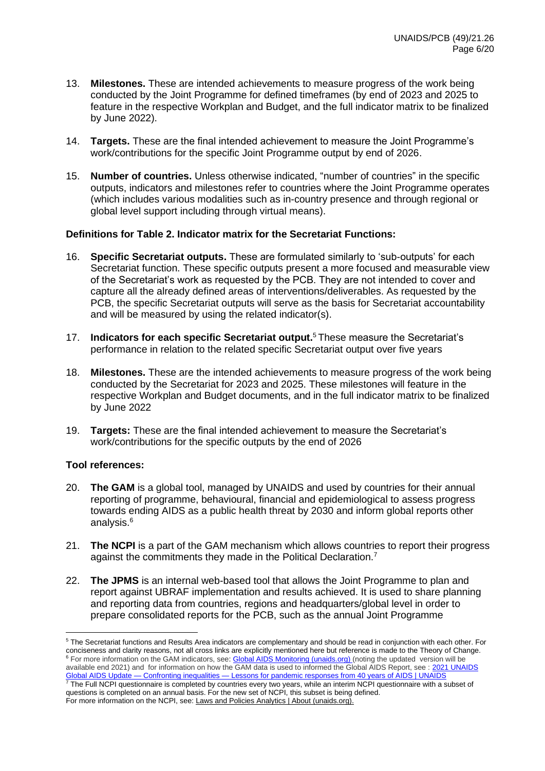13. **Milestones.** These are intended achievements to measure progress of the work being conducted by the Joint Programme for defined timeframes (by end of 2023 and 2025 to feature in the respective Workplan and Budget, and the full indicator matrix to be finalized by June 2022).

14. **Targets.** These are the final intended achievement to measure the Joint Programme's work/contributions for the specific Joint Programme output by end of 2026.

15. **Number of countries.** Unless otherwise indicated, "number of countries" in the specific outputs, indicators and milestones refer to countries where the Joint Programme operates (which includes various modalities such as in-country presence and through regional or global level support including through virtual means).

**Definitions for Table 2. Indicator matrix for the Secretariat Functions:**

16. **Specific Secretariat outputs.** These are formulated similarly to 'sub-outputs' for each Secretariat function. These specific outputs present a more focused and measurable view of the Secretariat's work as requested by the PCB. They are not intended to cover and capture all the already defined areas of interventions/deliverables. As requested by the PCB, the specific Secretariat outputs will serve as the basis for Secretariat accountability and will be measured by using the related indicator(s).

17. **Indicators for each specific Secretariat output.**[5] These measure the Secretariat's performance in relation to the related specific Secretariat output over five years

18. **Milestones.** These are the intended achievements to measure progress of the work being conducted by the Secretariat for 2023 and 2025. These milestones will feature in the respective Workplan and Budget documents, and in the full indicator matrix to be finalized by June 2022

19. **Targets:** These are the final intended achievement to measure the Secretariat's work/contributions for the specific outputs by the end of 2026

**Tool references:**

20. **The GAM** is a global tool, managed by UNAIDS and used by countries for their annual reporting of programme, behavioural, financial and epidemiological to assess progress towards ending AIDS as a public health threat by 2030 and inform global reports other analysis.[6]

21. **The NCPI** is a part of the GAM mechanism which allows countries to report their progress against the commitments they made in the Political Declaration.[7]

22. **The JPMS** is an internal web-based tool that allows the Joint Programme to plan and report against UBRAF implementation and results achieved. It is used to share planning and reporting data from countries, regions and headquarters/global level in order to prepare consolidated reports for the PCB, such as the annual Joint Programme

---

[5] The Secretariat functions and Results Area indicators are complementary and should be read in conjunction with each other. For conciseness and clarity reasons, not all cross links are explicitly mentioned here but reference is made to the Theory of Change.

[6] For more information on the GAM indicators, see: Global AIDS Monitoring (unaids.org) (noting the updated version will be available end 2021) and for information on how the GAM data is used to informed the Global AIDS Report, see : 2021 UNAIDS Global AIDS Update — Confronting inequalities — Lessons for pandemic responses from 40 years of AIDS | UNAIDS

[7] The Full NCPI questionnaire is completed by countries every two years, while an interim NCPI questionnaire with a subset of questions is completed on an annual basis. For the new set of NCPI, this subset is being defined.
For more information on the NCPI, see: Laws and Policies Analytics | About (unaids.org).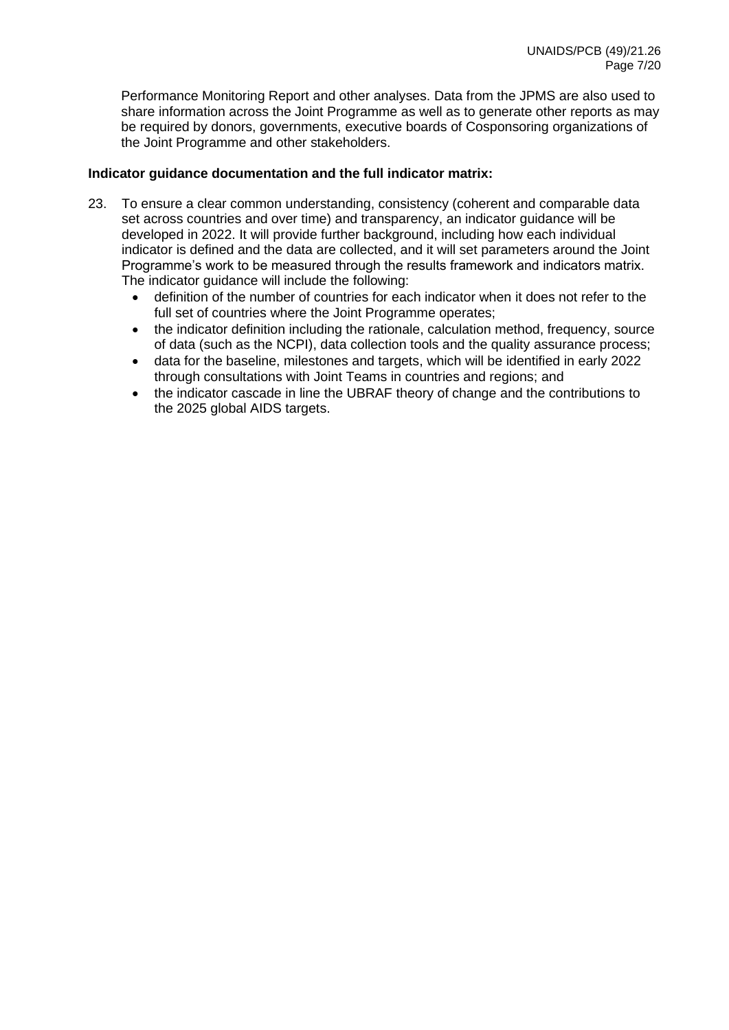Performance Monitoring Report and other analyses. Data from the JPMS are also used to share information across the Joint Programme as well as to generate other reports as may be required by donors, governments, executive boards of Cosponsoring organizations of the Joint Programme and other stakeholders.

**Indicator guidance documentation and the full indicator matrix:**

23. To ensure a clear common understanding, consistency (coherent and comparable data set across countries and over time) and transparency, an indicator guidance will be developed in 2022. It will provide further background, including how each individual indicator is defined and the data are collected, and it will set parameters around the Joint Programme's work to be measured through the results framework and indicators matrix. The indicator guidance will include the following:
    - definition of the number of countries for each indicator when it does not refer to the full set of countries where the Joint Programme operates;
    - the indicator definition including the rationale, calculation method, frequency, source of data (such as the NCPI), data collection tools and the quality assurance process;
    - data for the baseline, milestones and targets, which will be identified in early 2022 through consultations with Joint Teams in countries and regions; and
    - the indicator cascade in line the UBRAF theory of change and the contributions to the 2025 global AIDS targets.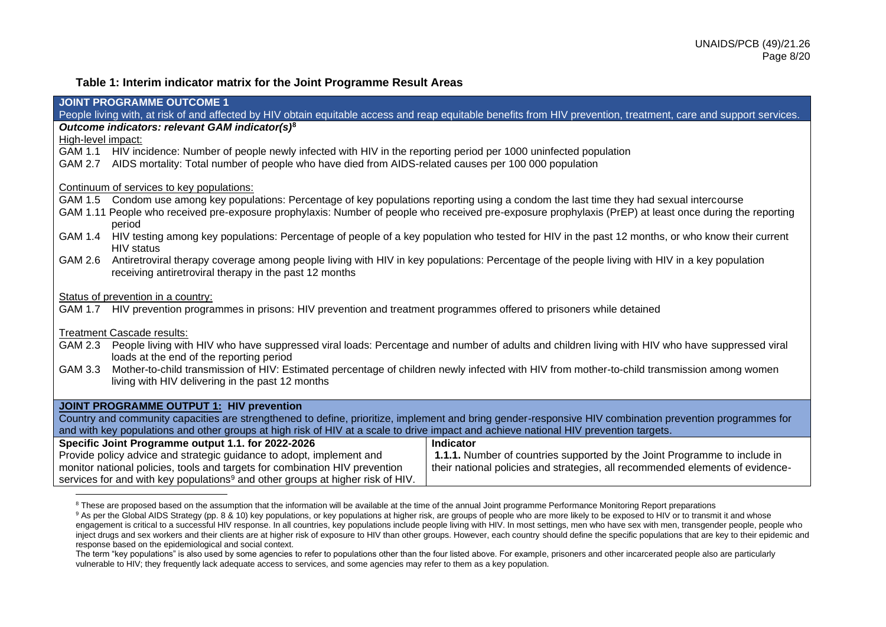### Table 1: Interim indicator matrix for the Joint Programme Result Areas

| **JOINT PROGRAMME OUTCOME 1** | |
|---|---|
| People living with, at risk of and affected by HIV obtain equitable access and reap equitable benefits from HIV prevention, treatment, care and support services. | |
| ***Outcome indicators: relevant GAM indicator(s)***[8]<br><br>High-level impact:<br>GAM 1.1 HIV incidence: Number of people newly infected with HIV in the reporting period per 1000 uninfected population<br>GAM 2.7 AIDS mortality: Total number of people who have died from AIDS-related causes per 100 000 population<br><br>Continuum of services to key populations:<br>GAM 1.5 Condom use among key populations: Percentage of key populations reporting using a condom the last time they had sexual intercourse<br>GAM 1.11 People who received pre-exposure prophylaxis: Number of people who received pre-exposure prophylaxis (PrEP) at least once during the reporting period<br>GAM 1.4 HIV testing among key populations: Percentage of people of a key population who tested for HIV in the past 12 months, or who know their current HIV status<br>GAM 2.6 Antiretroviral therapy coverage among people living with HIV in key populations: Percentage of the people living with HIV in a key population receiving antiretroviral therapy in the past 12 months<br><br>Status of prevention in a country:<br>GAM 1.7 HIV prevention programmes in prisons: HIV prevention and treatment programmes offered to prisoners while detained<br><br>Treatment Cascade results:<br>GAM 2.3 People living with HIV who have suppressed viral loads: Percentage and number of adults and children living with HIV who have suppressed viral loads at the end of the reporting period<br>GAM 3.3 Mother-to-child transmission of HIV: Estimated percentage of children newly infected with HIV from mother-to-child transmission among women living with HIV delivering in the past 12 months | |
| **JOINT PROGRAMME OUTPUT 1: HIV prevention** | |
| Country and community capacities are strengthened to define, prioritize, implement and bring gender-responsive HIV combination prevention programmes for and with key populations and other groups at high risk of HIV at a scale to drive impact and achieve national HIV prevention targets. | |
| **Specific Joint Programme output 1.1. for 2022-2026** | **Indicator** |
| Provide policy advice and strategic guidance to adopt, implement and monitor national policies, tools and targets for combination HIV prevention services for and with key populations[9] and other groups at higher risk of HIV. | **1.1.1.** Number of countries supported by the Joint Programme to include in their national policies and strategies, all recommended elements of evidence- |

[8] These are proposed based on the assumption that the information will be available at the time of the annual Joint programme Performance Monitoring Report preparations

[9] As per the Global AIDS Strategy (pp. 8 & 10) key populations, or key populations at higher risk, are groups of people who are more likely to be exposed to HIV or to transmit it and whose engagement is critical to a successful HIV response. In all countries, key populations include people living with HIV. In most settings, men who have sex with men, transgender people, people who inject drugs and sex workers and their clients are at higher risk of exposure to HIV than other groups. However, each country should define the specific populations that are key to their epidemic and response based on the epidemiological and social context.

The term "key populations" is also used by some agencies to refer to populations other than the four listed above. For example, prisoners and other incarcerated people also are particularly vulnerable to HIV; they frequently lack adequate access to services, and some agencies may refer to them as a key population.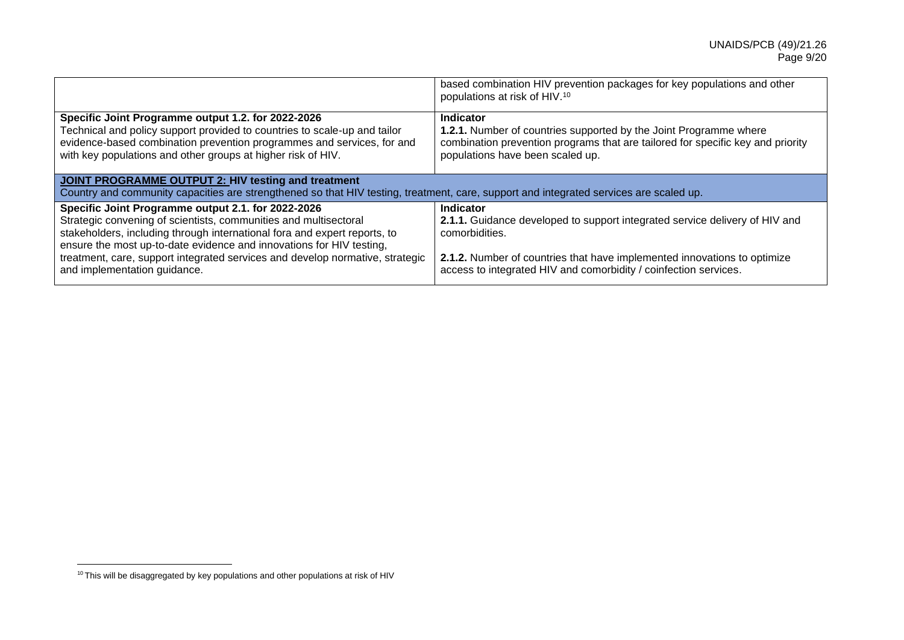| | |
|---|---|
| | based combination HIV prevention packages for key populations and other populations at risk of HIV.[10] |
| **Specific Joint Programme output 1.2. for 2022-2026**<br>Technical and policy support provided to countries to scale-up and tailor evidence-based combination prevention programmes and services, for and with key populations and other groups at higher risk of HIV. | **Indicator**<br>**1.2.1.** Number of countries supported by the Joint Programme where combination prevention programs that are tailored for specific key and priority populations have been scaled up. |
| **JOINT PROGRAMME OUTPUT 2: HIV testing and treatment**<br>Country and community capacities are strengthened so that HIV testing, treatment, care, support and integrated services are scaled up. | |
| **Specific Joint Programme output 2.1. for 2022-2026**<br>Strategic convening of scientists, communities and multisectoral stakeholders, including through international fora and expert reports, to ensure the most up-to-date evidence and innovations for HIV testing, treatment, care, support integrated services and develop normative, strategic and implementation guidance. | **Indicator**<br>**2.1.1.** Guidance developed to support integrated service delivery of HIV and comorbidities.<br><br>**2.1.2.** Number of countries that have implemented innovations to optimize access to integrated HIV and comorbidity / coinfection services. |

[10] This will be disaggregated by key populations and other populations at risk of HIV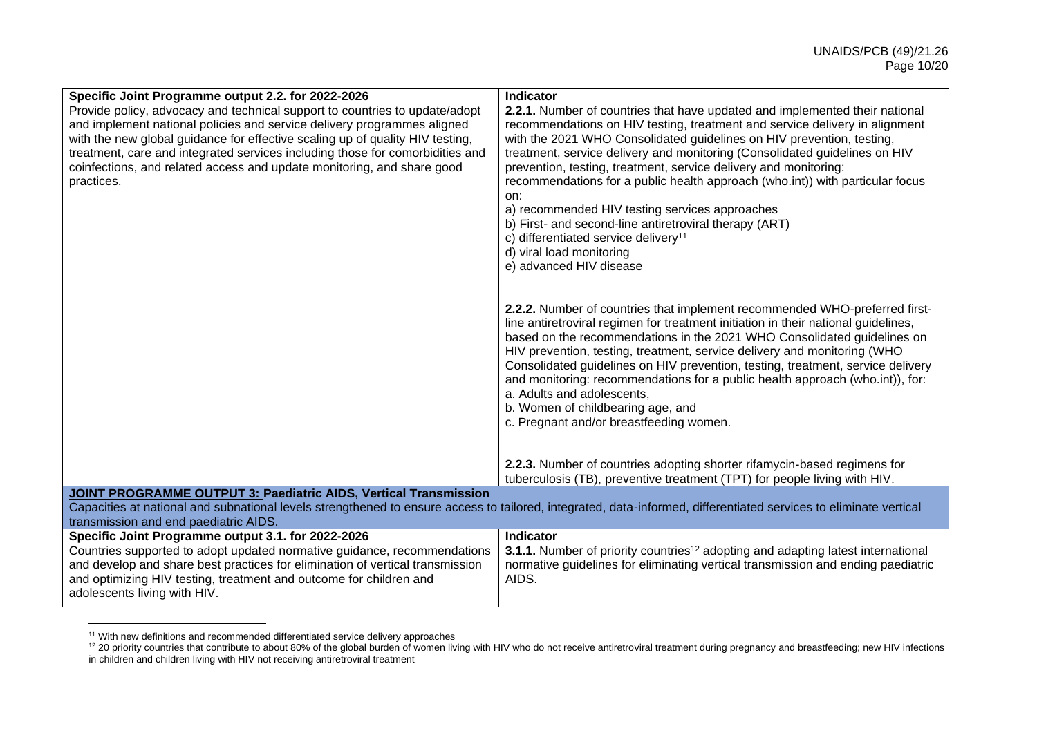| Specific Joint Programme output 2.2. for 2022-2026 | Indicator |
| --- | --- |
| Provide policy, advocacy and technical support to countries to update/adopt and implement national policies and service delivery programmes aligned with the new global guidance for effective scaling up of quality HIV testing, treatment, care and integrated services including those for comorbidities and coinfections, and related access and update monitoring, and share good practices. | **2.2.1.** Number of countries that have updated and implemented their national recommendations on HIV testing, treatment and service delivery in alignment with the 2021 WHO Consolidated guidelines on HIV prevention, testing, treatment, service delivery and monitoring (Consolidated guidelines on HIV prevention, testing, treatment, service delivery and monitoring: recommendations for a public health approach (who.int)) with particular focus on:<br>a) recommended HIV testing services approaches<br>b) First- and second-line antiretroviral therapy (ART)<br>c) differentiated service delivery[11]<br>d) viral load monitoring<br>e) advanced HIV disease<br><br>**2.2.2.** Number of countries that implement recommended WHO-preferred first-line antiretroviral regimen for treatment initiation in their national guidelines, based on the recommendations in the 2021 WHO Consolidated guidelines on HIV prevention, testing, treatment, service delivery and monitoring (WHO Consolidated guidelines on HIV prevention, testing, treatment, service delivery and monitoring: recommendations for a public health approach (who.int)), for:<br>a. Adults and adolescents,<br>b. Women of childbearing age, and<br>c. Pregnant and/or breastfeeding women.<br><br>**2.2.3.** Number of countries adopting shorter rifamycin-based regimens for tuberculosis (TB), preventive treatment (TPT) for people living with HIV. |
| **JOINT PROGRAMME OUTPUT 3: Paediatric AIDS, Vertical Transmission**<br>Capacities at national and subnational levels strengthened to ensure access to tailored, integrated, data-informed, differentiated services to eliminate vertical transmission and end paediatric AIDS. | |
| **Specific Joint Programme output 3.1. for 2022-2026** | **Indicator** |
| Countries supported to adopt updated normative guidance, recommendations and develop and share best practices for elimination of vertical transmission and optimizing HIV testing, treatment and outcome for children and adolescents living with HIV. | **3.1.1.** Number of priority countries[12] adopting and adapting latest international normative guidelines for eliminating vertical transmission and ending paediatric AIDS. |

[11] With new definitions and recommended differentiated service delivery approaches

[12] 20 priority countries that contribute to about 80% of the global burden of women living with HIV who do not receive antiretroviral treatment during pregnancy and breastfeeding; new HIV infections in children and children living with HIV not receiving antiretroviral treatment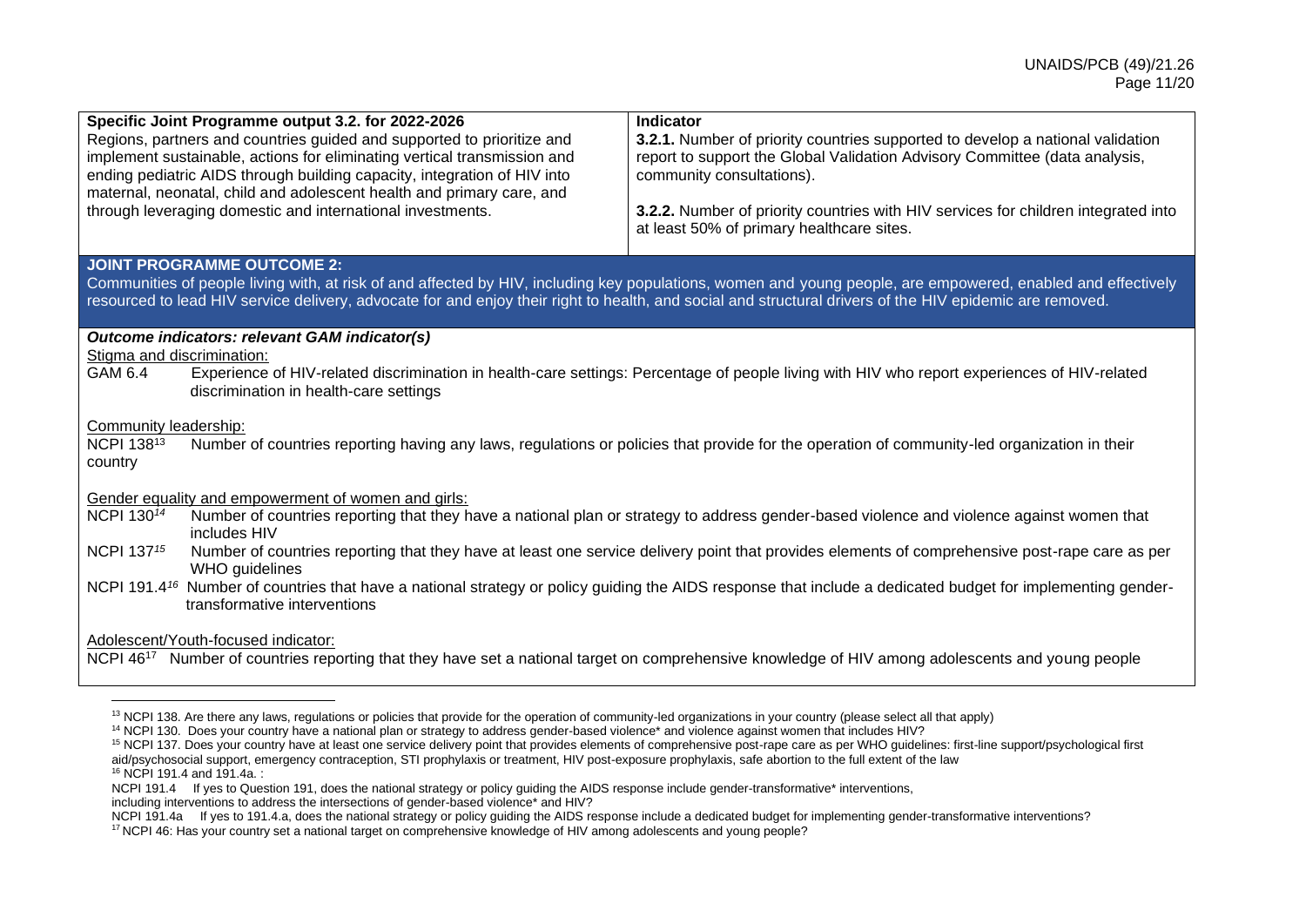| Specific Joint Programme output 3.2. for 2022-2026 | Indicator |
|---|---|
| Regions, partners and countries guided and supported to prioritize and implement sustainable, actions for eliminating vertical transmission and ending pediatric AIDS through building capacity, integration of HIV into maternal, neonatal, child and adolescent health and primary care, and through leveraging domestic and international investments. | **3.2.1.** Number of priority countries supported to develop a national validation report to support the Global Validation Advisory Committee (data analysis, community consultations).<br><br>**3.2.2.** Number of priority countries with HIV services for children integrated into at least 50% of primary healthcare sites. |

**JOINT PROGRAMME OUTCOME 2:**

Communities of people living with, at risk of and affected by HIV, including key populations, women and young people, are empowered, enabled and effectively resourced to lead HIV service delivery, advocate for and enjoy their right to health, and social and structural drivers of the HIV epidemic are removed.

***Outcome indicators: relevant GAM indicator(s)***

Stigma and discrimination:

GAM 6.4 Experience of HIV-related discrimination in health-care settings: Percentage of people living with HIV who report experiences of HIV-related discrimination in health-care settings

Community leadership:

NCPI 138[13] Number of countries reporting having any laws, regulations or policies that provide for the operation of community-led organization in their country

Gender equality and empowerment of women and girls:

NCPI 130[14] Number of countries reporting that they have a national plan or strategy to address gender-based violence and violence against women that includes HIV

NCPI 137[15] Number of countries reporting that they have at least one service delivery point that provides elements of comprehensive post-rape care as per WHO guidelines

NCPI 191.4[16] Number of countries that have a national strategy or policy guiding the AIDS response that include a dedicated budget for implementing gender-transformative interventions

Adolescent/Youth-focused indicator:

NCPI 46[17] Number of countries reporting that they have set a national target on comprehensive knowledge of HIV among adolescents and young people

---

[13] NCPI 138. Are there any laws, regulations or policies that provide for the operation of community-led organizations in your country (please select all that apply)

[14] NCPI 130. Does your country have a national plan or strategy to address gender-based violence* and violence against women that includes HIV?

[15] NCPI 137. Does your country have at least one service delivery point that provides elements of comprehensive post-rape care as per WHO guidelines: first-line support/psychological first aid/psychosocial support, emergency contraception, STI prophylaxis or treatment, HIV post-exposure prophylaxis, safe abortion to the full extent of the law

[16] NCPI 191.4 and 191.4a. :

NCPI 191.4 If yes to Question 191, does the national strategy or policy guiding the AIDS response include gender-transformative* interventions, including interventions to address the intersections of gender-based violence* and HIV?

NCPI 191.4a If yes to 191.4.a, does the national strategy or policy guiding the AIDS response include a dedicated budget for implementing gender-transformative interventions?

[17] NCPI 46: Has your country set a national target on comprehensive knowledge of HIV among adolescents and young people?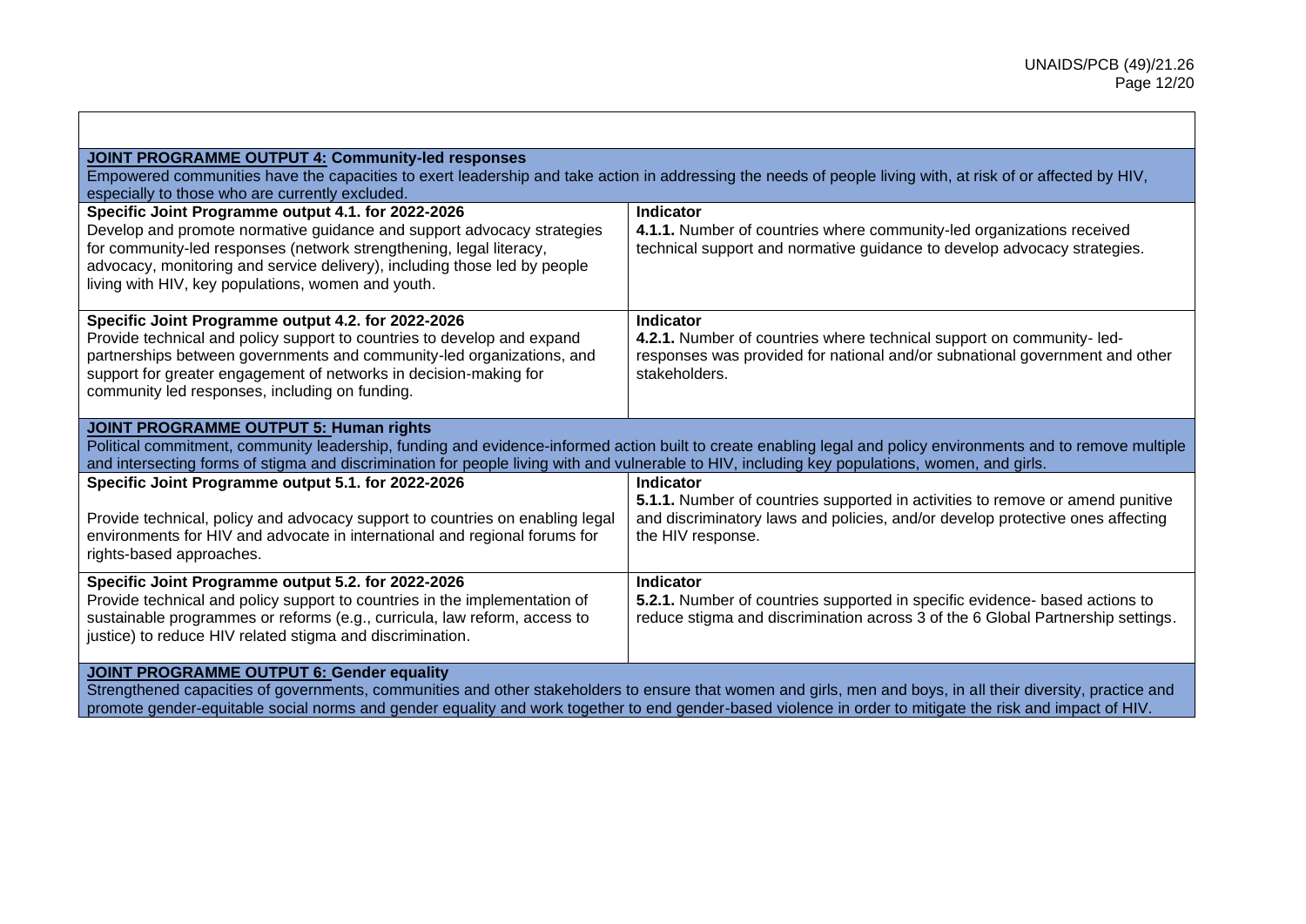| | |
|---|---|
| **JOINT PROGRAMME OUTPUT 4: Community-led responses**<br>Empowered communities have the capacities to exert leadership and take action in addressing the needs of people living with, at risk of or affected by HIV, especially to those who are currently excluded. | |
| **Specific Joint Programme output 4.1. for 2022-2026**<br>Develop and promote normative guidance and support advocacy strategies for community-led responses (network strengthening, legal literacy, advocacy, monitoring and service delivery), including those led by people living with HIV, key populations, women and youth. | **Indicator**<br>**4.1.1.** Number of countries where community-led organizations received technical support and normative guidance to develop advocacy strategies. |
| **Specific Joint Programme output 4.2. for 2022-2026**<br>Provide technical and policy support to countries to develop and expand partnerships between governments and community-led organizations, and support for greater engagement of networks in decision-making for community led responses, including on funding. | **Indicator**<br>**4.2.1.** Number of countries where technical support on community- led-responses was provided for national and/or subnational government and other stakeholders. |
| **JOINT PROGRAMME OUTPUT 5: Human rights**<br>Political commitment, community leadership, funding and evidence-informed action built to create enabling legal and policy environments and to remove multiple and intersecting forms of stigma and discrimination for people living with and vulnerable to HIV, including key populations, women, and girls. | |
| **Specific Joint Programme output 5.1. for 2022-2026**<br><br>Provide technical, policy and advocacy support to countries on enabling legal environments for HIV and advocate in international and regional forums for rights-based approaches. | **Indicator**<br>**5.1.1.** Number of countries supported in activities to remove or amend punitive and discriminatory laws and policies, and/or develop protective ones affecting the HIV response. |
| **Specific Joint Programme output 5.2. for 2022-2026**<br>Provide technical and policy support to countries in the implementation of sustainable programmes or reforms (e.g., curricula, law reform, access to justice) to reduce HIV related stigma and discrimination. | **Indicator**<br>**5.2.1.** Number of countries supported in specific evidence- based actions to reduce stigma and discrimination across 3 of the 6 Global Partnership settings. |
| **JOINT PROGRAMME OUTPUT 6: Gender equality**<br>Strengthened capacities of governments, communities and other stakeholders to ensure that women and girls, men and boys, in all their diversity, practice and promote gender-equitable social norms and gender equality and work together to end gender-based violence in order to mitigate the risk and impact of HIV. | |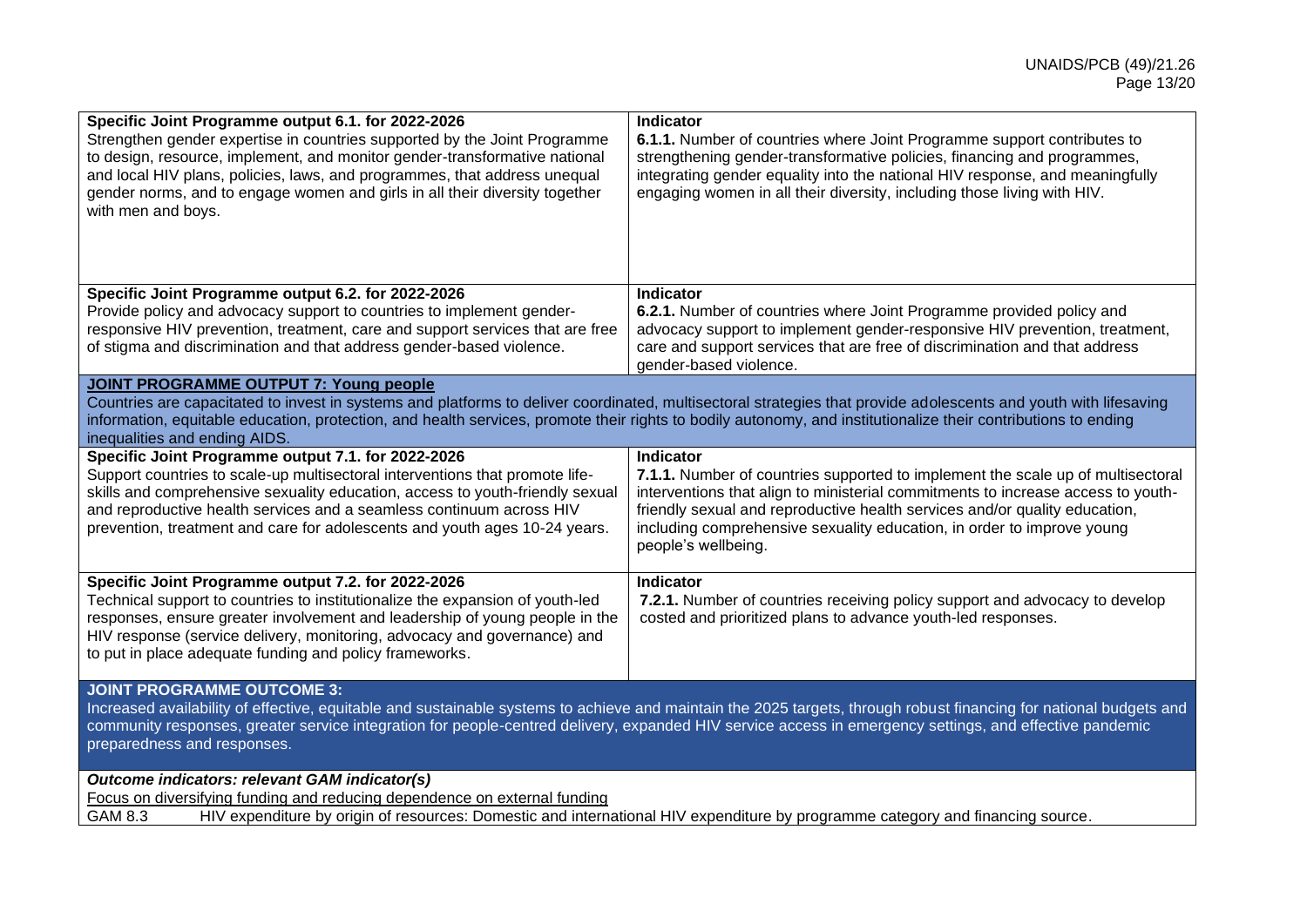| Specific Joint Programme output | Indicator |
| --- | --- |
| **Specific Joint Programme output 6.1. for 2022-2026**<br>Strengthen gender expertise in countries supported by the Joint Programme to design, resource, implement, and monitor gender-transformative national and local HIV plans, policies, laws, and programmes, that address unequal gender norms, and to engage women and girls in all their diversity together with men and boys. | **Indicator**<br>**6.1.1.** Number of countries where Joint Programme support contributes to strengthening gender-transformative policies, financing and programmes, integrating gender equality into the national HIV response, and meaningfully engaging women in all their diversity, including those living with HIV. |
| **Specific Joint Programme output 6.2. for 2022-2026**<br>Provide policy and advocacy support to countries to implement gender-responsive HIV prevention, treatment, care and support services that are free of stigma and discrimination and that address gender-based violence. | **Indicator**<br>**6.2.1.** Number of countries where Joint Programme provided policy and advocacy support to implement gender-responsive HIV prevention, treatment, care and support services that are free of discrimination and that address gender-based violence. |
| **JOINT PROGRAMME OUTPUT 7: Young people**<br>Countries are capacitated to invest in systems and platforms to deliver coordinated, multisectoral strategies that provide adolescents and youth with lifesaving information, equitable education, protection, and health services, promote their rights to bodily autonomy, and institutionalize their contributions to ending inequalities and ending AIDS. | |
| **Specific Joint Programme output 7.1. for 2022-2026**<br>Support countries to scale-up multisectoral interventions that promote life-skills and comprehensive sexuality education, access to youth-friendly sexual and reproductive health services and a seamless continuum across HIV prevention, treatment and care for adolescents and youth ages 10-24 years. | **Indicator**<br>**7.1.1.** Number of countries supported to implement the scale up of multisectoral interventions that align to ministerial commitments to increase access to youth-friendly sexual and reproductive health services and/or quality education, including comprehensive sexuality education, in order to improve young people's wellbeing. |
| **Specific Joint Programme output 7.2. for 2022-2026**<br>Technical support to countries to institutionalize the expansion of youth-led responses, ensure greater involvement and leadership of young people in the HIV response (service delivery, monitoring, advocacy and governance) and to put in place adequate funding and policy frameworks. | **Indicator**<br>**7.2.1.** Number of countries receiving policy support and advocacy to develop costed and prioritized plans to advance youth-led responses. |
| **JOINT PROGRAMME OUTCOME 3:**<br>Increased availability of effective, equitable and sustainable systems to achieve and maintain the 2025 targets, through robust financing for national budgets and community responses, greater service integration for people-centred delivery, expanded HIV service access in emergency settings, and effective pandemic preparedness and responses. | |
| ***Outcome indicators: relevant GAM indicator(s)***<br>Focus on diversifying funding and reducing dependence on external funding<br>GAM 8.3 HIV expenditure by origin of resources: Domestic and international HIV expenditure by programme category and financing source. | |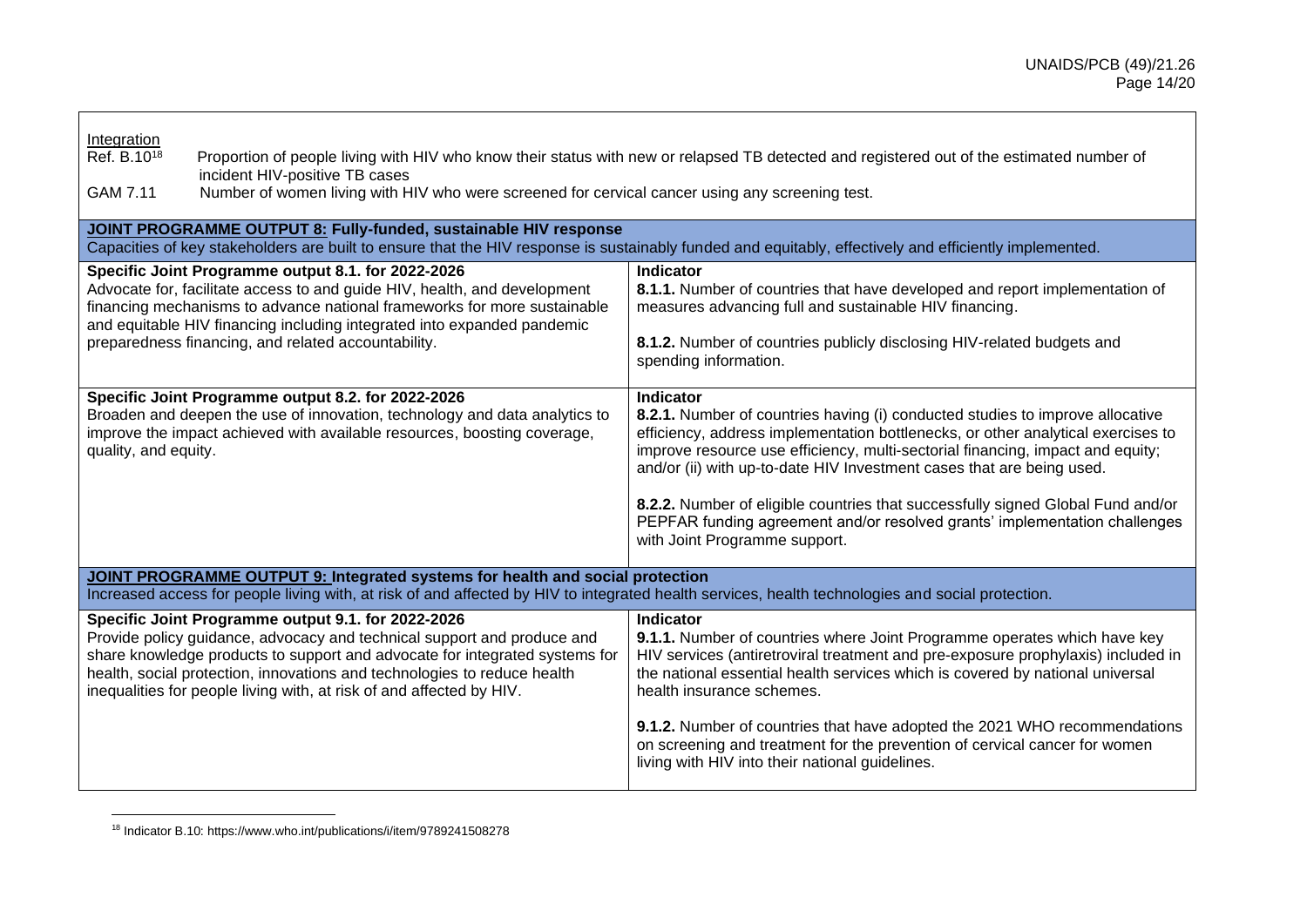Integration

| | |
|---|---|
| Ref. B.10[18] | Proportion of people living with HIV who know their status with new or relapsed TB detected and registered out of the estimated number of incident HIV-positive TB cases |
| GAM 7.11 | Number of women living with HIV who were screened for cervical cancer using any screening test. |

| | |
|---|---|
| **JOINT PROGRAMME OUTPUT 8: Fully-funded, sustainable HIV response**<br>Capacities of key stakeholders are built to ensure that the HIV response is sustainably funded and equitably, effectively and efficiently implemented. | |
| **Specific Joint Programme output 8.1. for 2022-2026**<br>Advocate for, facilitate access to and guide HIV, health, and development financing mechanisms to advance national frameworks for more sustainable and equitable HIV financing including integrated into expanded pandemic preparedness financing, and related accountability. | **Indicator**<br>**8.1.1.** Number of countries that have developed and report implementation of measures advancing full and sustainable HIV financing.<br><br>**8.1.2.** Number of countries publicly disclosing HIV-related budgets and spending information. |
| **Specific Joint Programme output 8.2. for 2022-2026**<br>Broaden and deepen the use of innovation, technology and data analytics to improve the impact achieved with available resources, boosting coverage, quality, and equity. | **Indicator**<br>**8.2.1.** Number of countries having (i) conducted studies to improve allocative efficiency, address implementation bottlenecks, or other analytical exercises to improve resource use efficiency, multi-sectorial financing, impact and equity; and/or (ii) with up-to-date HIV Investment cases that are being used.<br><br>**8.2.2.** Number of eligible countries that successfully signed Global Fund and/or PEPFAR funding agreement and/or resolved grants' implementation challenges with Joint Programme support. |
| **JOINT PROGRAMME OUTPUT 9: Integrated systems for health and social protection**<br>Increased access for people living with, at risk of and affected by HIV to integrated health services, health technologies and social protection. | |
| **Specific Joint Programme output 9.1. for 2022-2026**<br>Provide policy guidance, advocacy and technical support and produce and share knowledge products to support and advocate for integrated systems for health, social protection, innovations and technologies to reduce health inequalities for people living with, at risk of and affected by HIV. | **Indicator**<br>**9.1.1.** Number of countries where Joint Programme operates which have key HIV services (antiretroviral treatment and pre-exposure prophylaxis) included in the national essential health services which is covered by national universal health insurance schemes.<br><br>**9.1.2.** Number of countries that have adopted the 2021 WHO recommendations on screening and treatment for the prevention of cervical cancer for women living with HIV into their national guidelines. |

[18] Indicator B.10: https://www.who.int/publications/i/item/9789241508278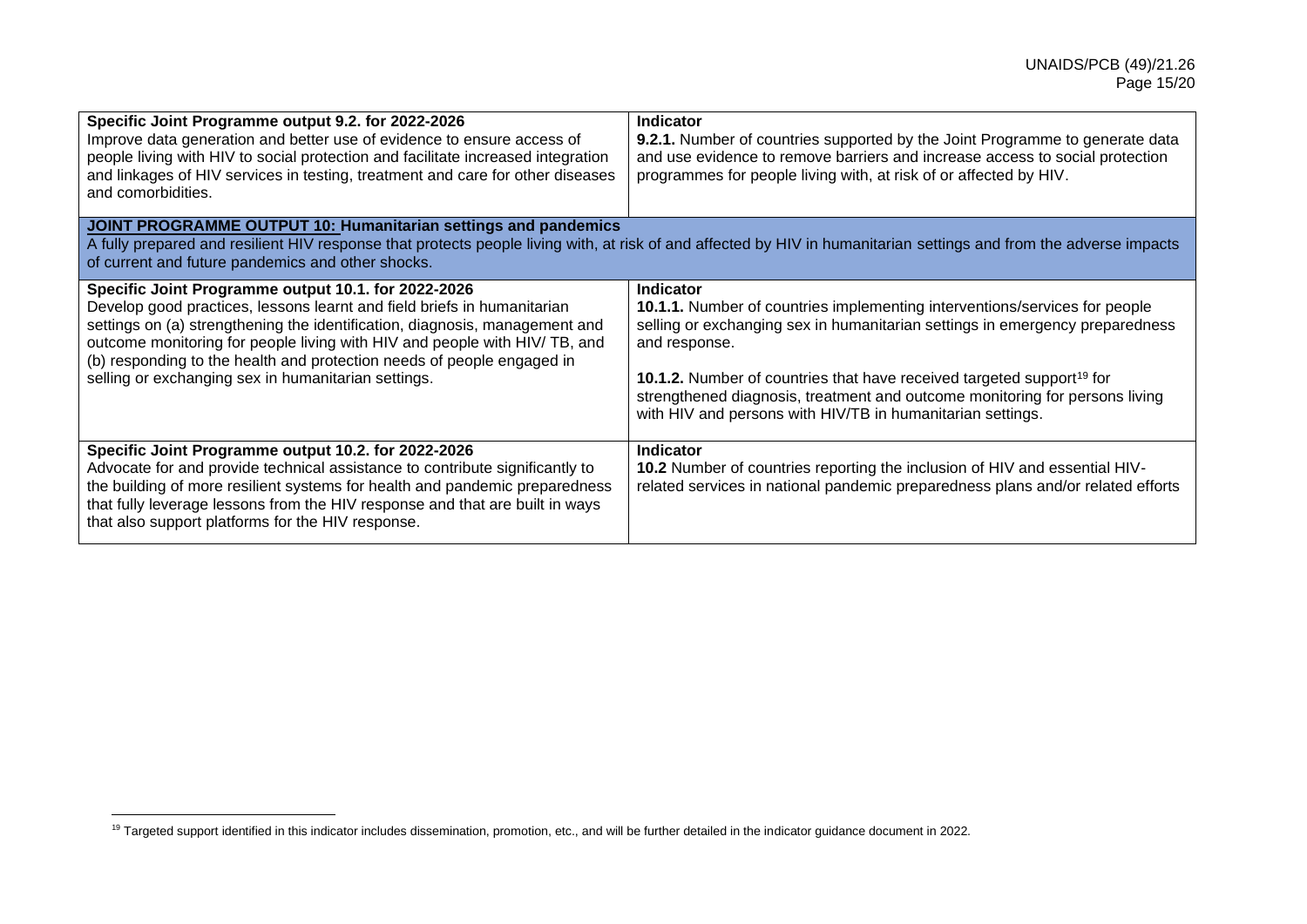| Specific Joint Programme output 9.2. for 2022-2026 | Indicator |
|---|---|
| Improve data generation and better use of evidence to ensure access of people living with HIV to social protection and facilitate increased integration and linkages of HIV services in testing, treatment and care for other diseases and comorbidities. | **9.2.1.** Number of countries supported by the Joint Programme to generate data and use evidence to remove barriers and increase access to social protection programmes for people living with, at risk of or affected by HIV. |
| **JOINT PROGRAMME OUTPUT 10: Humanitarian settings and pandemics**<br>A fully prepared and resilient HIV response that protects people living with, at risk of and affected by HIV in humanitarian settings and from the adverse impacts of current and future pandemics and other shocks. | |
| **Specific Joint Programme output 10.1. for 2022-2026**<br>Develop good practices, lessons learnt and field briefs in humanitarian settings on (a) strengthening the identification, diagnosis, management and outcome monitoring for people living with HIV and people with HIV/ TB, and (b) responding to the health and protection needs of people engaged in selling or exchanging sex in humanitarian settings. | **Indicator**<br>**10.1.1.** Number of countries implementing interventions/services for people selling or exchanging sex in humanitarian settings in emergency preparedness and response.<br><br>**10.1.2.** Number of countries that have received targeted support[19] for strengthened diagnosis, treatment and outcome monitoring for persons living with HIV and persons with HIV/TB in humanitarian settings. |
| **Specific Joint Programme output 10.2. for 2022-2026**<br>Advocate for and provide technical assistance to contribute significantly to the building of more resilient systems for health and pandemic preparedness that fully leverage lessons from the HIV response and that are built in ways that also support platforms for the HIV response. | **Indicator**<br>**10.2** Number of countries reporting the inclusion of HIV and essential HIV-related services in national pandemic preparedness plans and/or related efforts |

[19] Targeted support identified in this indicator includes dissemination, promotion, etc., and will be further detailed in the indicator guidance document in 2022.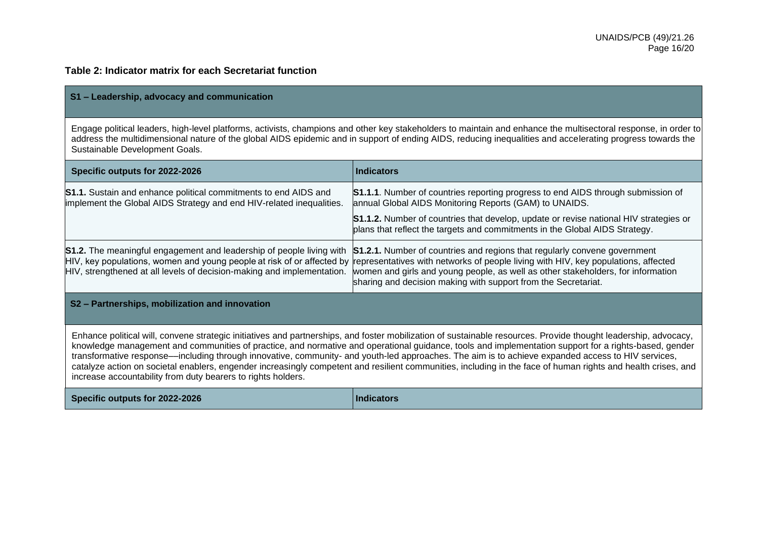**Table 2: Indicator matrix for each Secretariat function**

| **S1 – Leadership, advocacy and communication** | |
|---|---|
| Engage political leaders, high-level platforms, activists, champions and other key stakeholders to maintain and enhance the multisectoral response, in order to address the multidimensional nature of the global AIDS epidemic and in support of ending AIDS, reducing inequalities and accelerating progress towards the Sustainable Development Goals. | |
| **Specific outputs for 2022-2026** | **Indicators** |
| **S1.1.** Sustain and enhance political commitments to end AIDS and implement the Global AIDS Strategy and end HIV-related inequalities. | **S1.1.1**. Number of countries reporting progress to end AIDS through submission of annual Global AIDS Monitoring Reports (GAM) to UNAIDS. |
| | **S1.1.2.** Number of countries that develop, update or revise national HIV strategies or plans that reflect the targets and commitments in the Global AIDS Strategy. |
| **S1.2.** The meaningful engagement and leadership of people living with HIV, key populations, women and young people at risk of or affected by HIV, strengthened at all levels of decision-making and implementation. | **S1.2.1.** Number of countries and regions that regularly convene government representatives with networks of people living with HIV, key populations, affected women and girls and young people, as well as other stakeholders, for information sharing and decision making with support from the Secretariat. |
| **S2 – Partnerships, mobilization and innovation** | |
| Enhance political will, convene strategic initiatives and partnerships, and foster mobilization of sustainable resources. Provide thought leadership, advocacy, knowledge management and communities of practice, and normative and operational guidance, tools and implementation support for a rights-based, gender transformative response—including through innovative, community- and youth-led approaches. The aim is to achieve expanded access to HIV services, catalyze action on societal enablers, engender increasingly competent and resilient communities, including in the face of human rights and health crises, and increase accountability from duty bearers to rights holders. | |
| **Specific outputs for 2022-2026** | **Indicators** |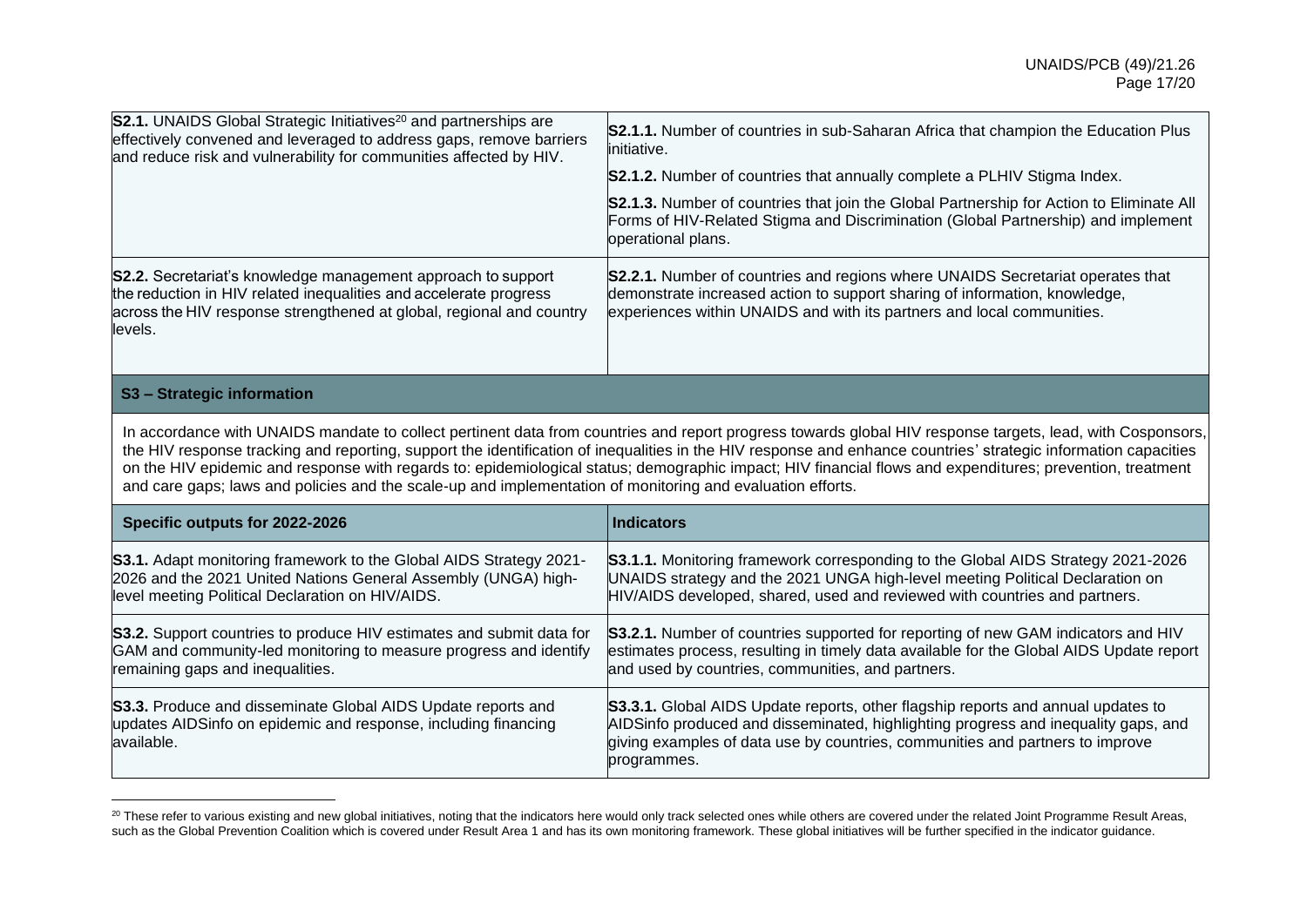| | |
|---|---|
| **S2.1.** UNAIDS Global Strategic Initiatives[20] and partnerships are effectively convened and leveraged to address gaps, remove barriers and reduce risk and vulnerability for communities affected by HIV. | **S2.1.1.** Number of countries in sub-Saharan Africa that champion the Education Plus initiative.<br><br>**S2.1.2.** Number of countries that annually complete a PLHIV Stigma Index.<br><br>**S2.1.3.** Number of countries that join the Global Partnership for Action to Eliminate All Forms of HIV-Related Stigma and Discrimination (Global Partnership) and implement operational plans. |
| **S2.2.** Secretariat's knowledge management approach to support the reduction in HIV related inequalities and accelerate progress across the HIV response strengthened at global, regional and country levels. | **S2.2.1.** Number of countries and regions where UNAIDS Secretariat operates that demonstrate increased action to support sharing of information, knowledge, experiences within UNAIDS and with its partners and local communities. |

**S3 – Strategic information**

In accordance with UNAIDS mandate to collect pertinent data from countries and report progress towards global HIV response targets, lead, with Cosponsors, the HIV response tracking and reporting, support the identification of inequalities in the HIV response and enhance countries' strategic information capacities on the HIV epidemic and response with regards to: epidemiological status; demographic impact; HIV financial flows and expenditures; prevention, treatment and care gaps; laws and policies and the scale-up and implementation of monitoring and evaluation efforts.

| Specific outputs for 2022-2026 | Indicators |
|---|---|
| **S3.1.** Adapt monitoring framework to the Global AIDS Strategy 2021-2026 and the 2021 United Nations General Assembly (UNGA) high-level meeting Political Declaration on HIV/AIDS. | **S3.1.1.** Monitoring framework corresponding to the Global AIDS Strategy 2021-2026 UNAIDS strategy and the 2021 UNGA high-level meeting Political Declaration on HIV/AIDS developed, shared, used and reviewed with countries and partners. |
| **S3.2.** Support countries to produce HIV estimates and submit data for GAM and community-led monitoring to measure progress and identify remaining gaps and inequalities. | **S3.2.1.** Number of countries supported for reporting of new GAM indicators and HIV estimates process, resulting in timely data available for the Global AIDS Update report and used by countries, communities, and partners. |
| **S3.3.** Produce and disseminate Global AIDS Update reports and updates AIDSinfo on epidemic and response, including financing available. | **S3.3.1.** Global AIDS Update reports, other flagship reports and annual updates to AIDSinfo produced and disseminated, highlighting progress and inequality gaps, and giving examples of data use by countries, communities and partners to improve programmes. |

[20] These refer to various existing and new global initiatives, noting that the indicators here would only track selected ones while others are covered under the related Joint Programme Result Areas, such as the Global Prevention Coalition which is covered under Result Area 1 and has its own monitoring framework. These global initiatives will be further specified in the indicator guidance.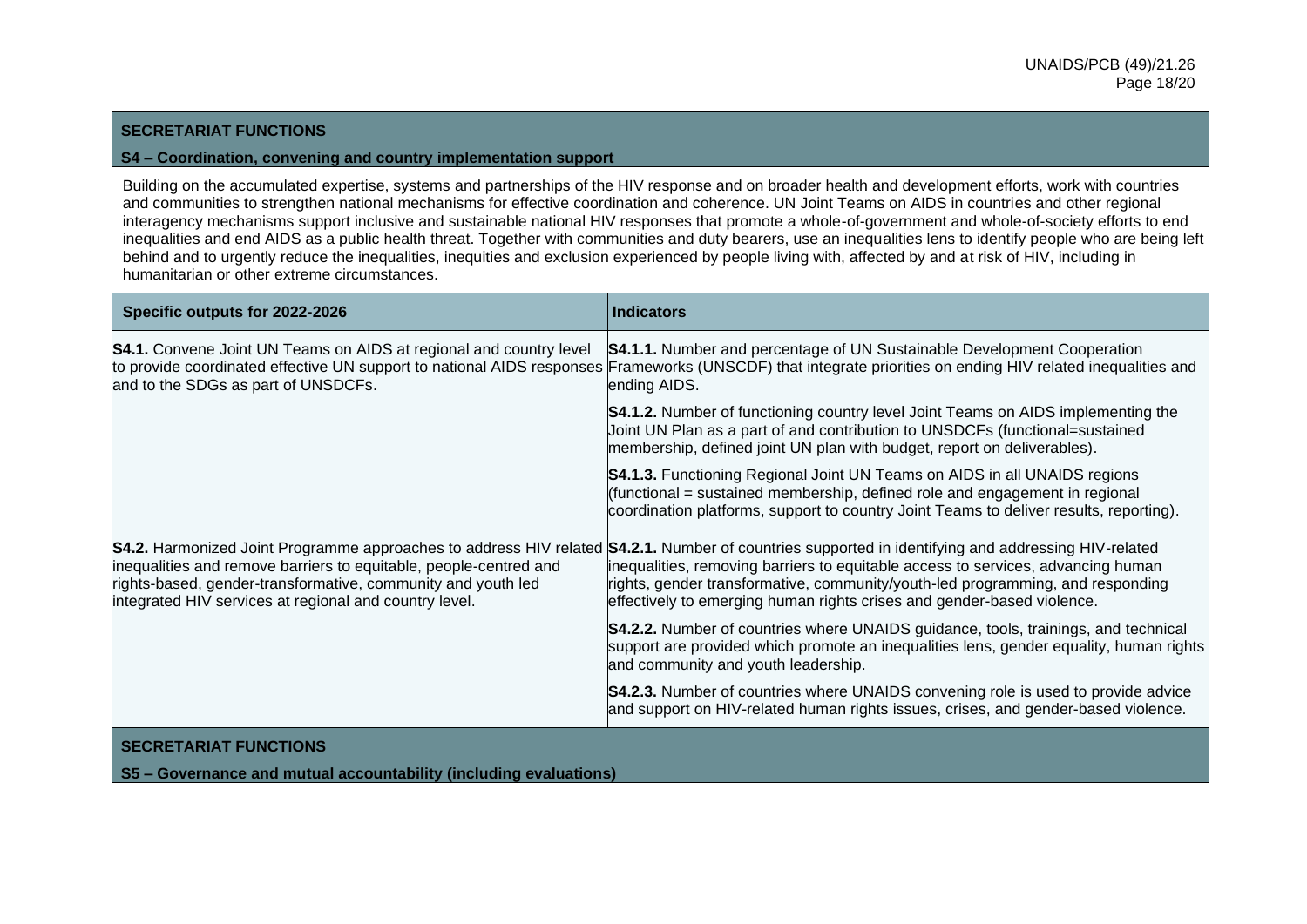## SECRETARIAT FUNCTIONS

### S4 – Coordination, convening and country implementation support

Building on the accumulated expertise, systems and partnerships of the HIV response and on broader health and development efforts, work with countries and communities to strengthen national mechanisms for effective coordination and coherence. UN Joint Teams on AIDS in countries and other regional interagency mechanisms support inclusive and sustainable national HIV responses that promote a whole-of-government and whole-of-society efforts to end inequalities and end AIDS as a public health threat. Together with communities and duty bearers, use an inequalities lens to identify people who are being left behind and to urgently reduce the inequalities, inequities and exclusion experienced by people living with, affected by and at risk of HIV, including in humanitarian or other extreme circumstances.

| Specific outputs for 2022-2026 | Indicators |
|---|---|
| **S4.1.** Convene Joint UN Teams on AIDS at regional and country level to provide coordinated effective UN support to national AIDS responses and to the SDGs as part of UNSDCFs. | **S4.1.1.** Number and percentage of UN Sustainable Development Cooperation Frameworks (UNSCDF) that integrate priorities on ending HIV related inequalities and ending AIDS. |
| | **S4.1.2.** Number of functioning country level Joint Teams on AIDS implementing the Joint UN Plan as a part of and contribution to UNSDCFs (functional=sustained membership, defined joint UN plan with budget, report on deliverables). |
| | **S4.1.3.** Functioning Regional Joint UN Teams on AIDS in all UNAIDS regions (functional = sustained membership, defined role and engagement in regional coordination platforms, support to country Joint Teams to deliver results, reporting). |
| **S4.2.** Harmonized Joint Programme approaches to address HIV related inequalities and remove barriers to equitable, people-centred and rights-based, gender-transformative, community and youth led integrated HIV services at regional and country level. | **S4.2.1.** Number of countries supported in identifying and addressing HIV-related inequalities, removing barriers to equitable access to services, advancing human rights, gender transformative, community/youth-led programming, and responding effectively to emerging human rights crises and gender-based violence. |
| | **S4.2.2.** Number of countries where UNAIDS guidance, tools, trainings, and technical support are provided which promote an inequalities lens, gender equality, human rights and community and youth leadership. |
| | **S4.2.3.** Number of countries where UNAIDS convening role is used to provide advice and support on HIV-related human rights issues, crises, and gender-based violence. |

## SECRETARIAT FUNCTIONS

### S5 – Governance and mutual accountability (including evaluations)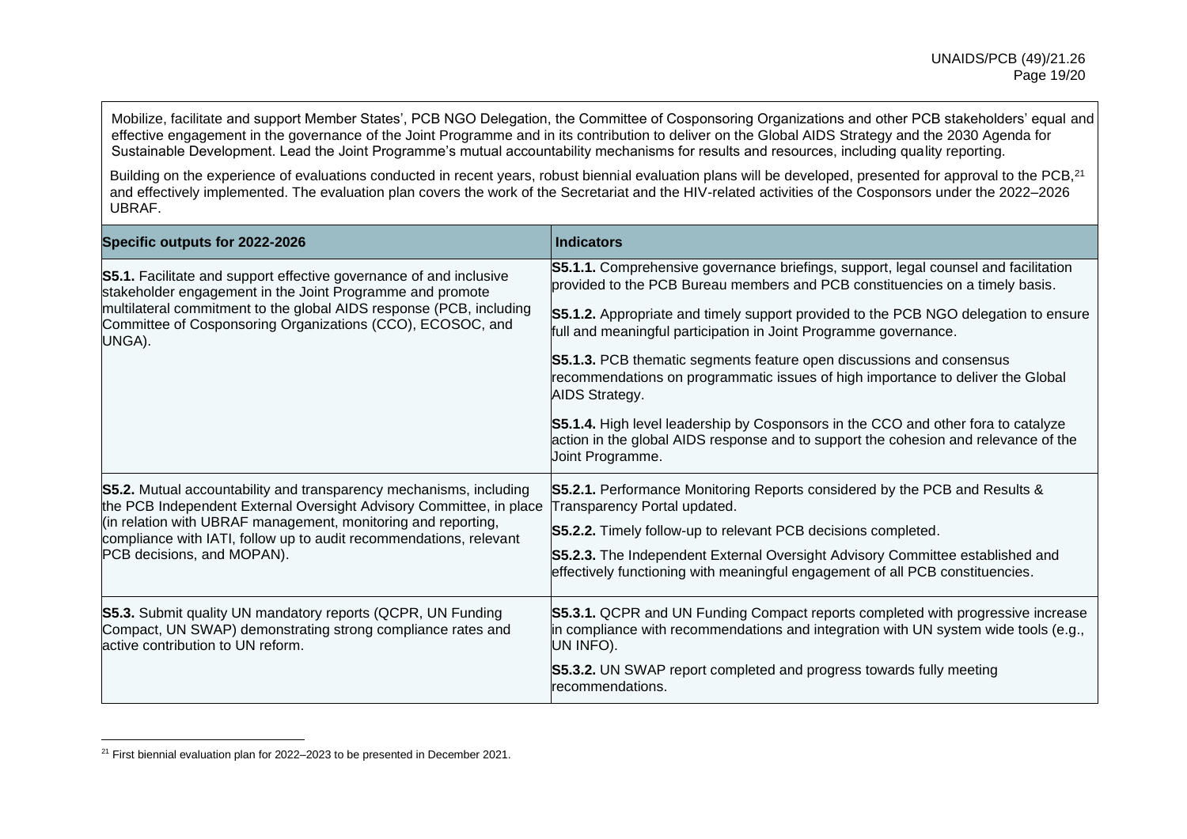Mobilize, facilitate and support Member States', PCB NGO Delegation, the Committee of Cosponsoring Organizations and other PCB stakeholders' equal and effective engagement in the governance of the Joint Programme and in its contribution to deliver on the Global AIDS Strategy and the 2030 Agenda for Sustainable Development. Lead the Joint Programme's mutual accountability mechanisms for results and resources, including quality reporting.

Building on the experience of evaluations conducted in recent years, robust biennial evaluation plans will be developed, presented for approval to the PCB,[21] and effectively implemented. The evaluation plan covers the work of the Secretariat and the HIV-related activities of the Cosponsors under the 2022–2026 UBRAF.

| Specific outputs for 2022-2026 | Indicators |
|---|---|
| **S5.1.** Facilitate and support effective governance of and inclusive stakeholder engagement in the Joint Programme and promote multilateral commitment to the global AIDS response (PCB, including Committee of Cosponsoring Organizations (CCO), ECOSOC, and UNGA). | **S5.1.1.** Comprehensive governance briefings, support, legal counsel and facilitation provided to the PCB Bureau members and PCB constituencies on a timely basis.<br><br>**S5.1.2.** Appropriate and timely support provided to the PCB NGO delegation to ensure full and meaningful participation in Joint Programme governance.<br><br>**S5.1.3.** PCB thematic segments feature open discussions and consensus recommendations on programmatic issues of high importance to deliver the Global AIDS Strategy.<br><br>**S5.1.4.** High level leadership by Cosponsors in the CCO and other fora to catalyze action in the global AIDS response and to support the cohesion and relevance of the Joint Programme. |
| **S5.2.** Mutual accountability and transparency mechanisms, including the PCB Independent External Oversight Advisory Committee, in place (in relation with UBRAF management, monitoring and reporting, compliance with IATI, follow up to audit recommendations, relevant PCB decisions, and MOPAN). | **S5.2.1.** Performance Monitoring Reports considered by the PCB and Results & Transparency Portal updated.<br><br>**S5.2.2.** Timely follow-up to relevant PCB decisions completed.<br><br>**S5.2.3.** The Independent External Oversight Advisory Committee established and effectively functioning with meaningful engagement of all PCB constituencies. |
| **S5.3.** Submit quality UN mandatory reports (QCPR, UN Funding Compact, UN SWAP) demonstrating strong compliance rates and active contribution to UN reform. | **S5.3.1.** QCPR and UN Funding Compact reports completed with progressive increase in compliance with recommendations and integration with UN system wide tools (e.g., UN INFO).<br><br>**S5.3.2.** UN SWAP report completed and progress towards fully meeting recommendations. |

[21] First biennial evaluation plan for 2022–2023 to be presented in December 2021.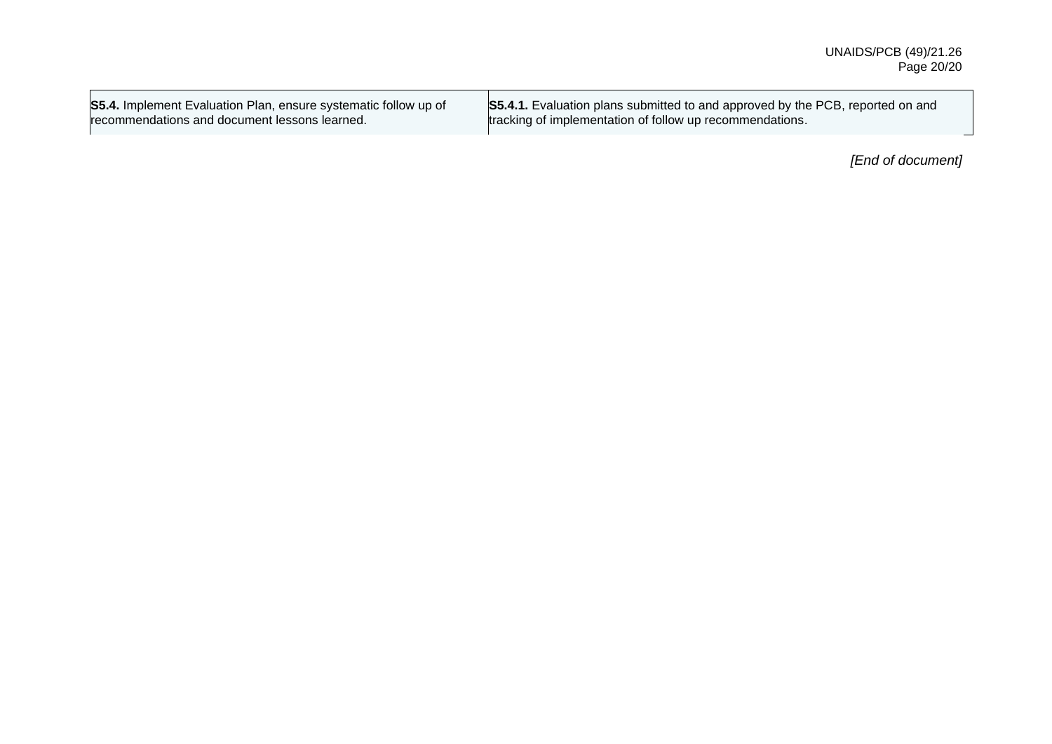| | |
|---|---|
| **S5.4.** Implement Evaluation Plan, ensure systematic follow up of recommendations and document lessons learned. | **S5.4.1.** Evaluation plans submitted to and approved by the PCB, reported on and tracking of implementation of follow up recommendations. |

*[End of document]*